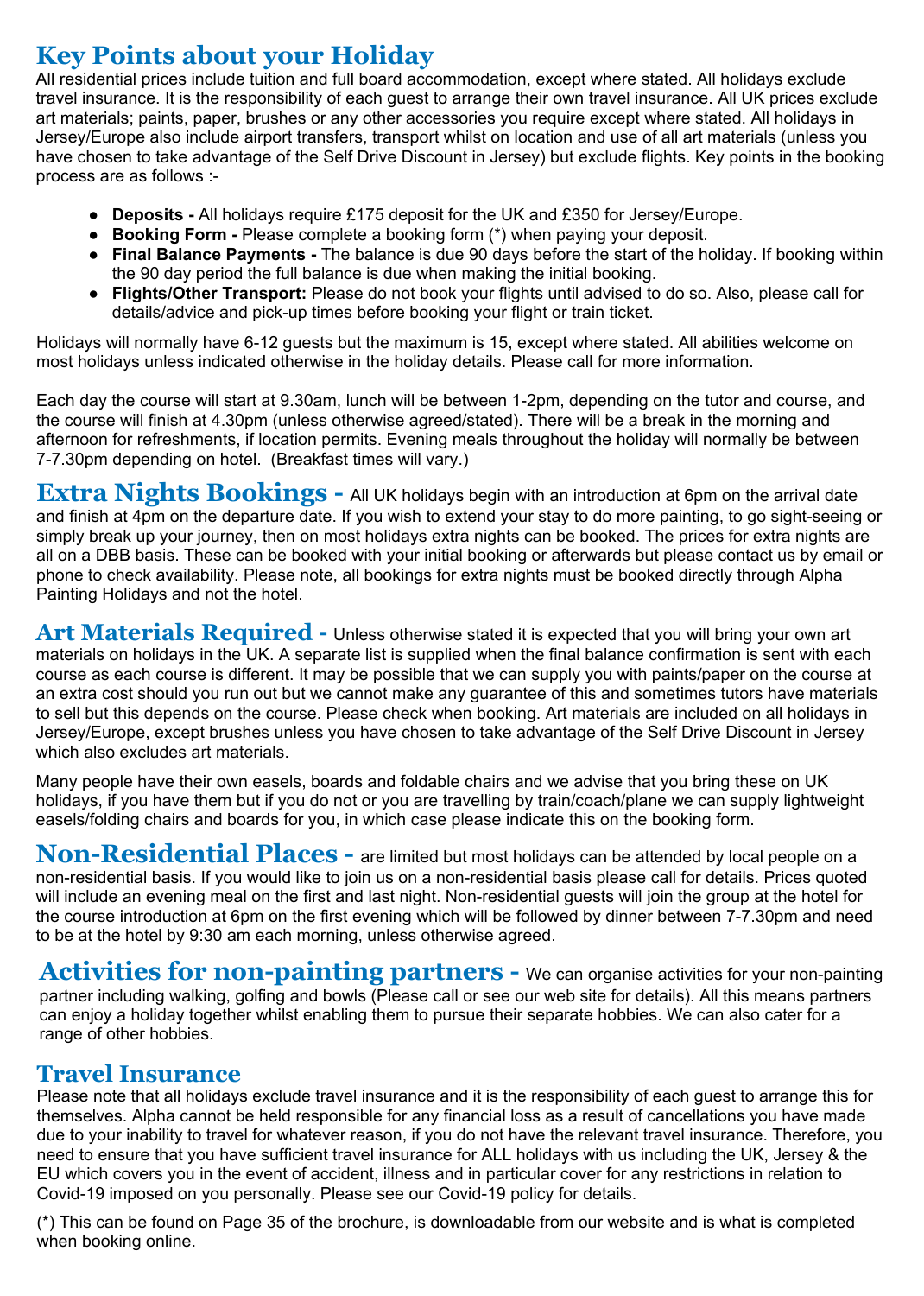# Key Points about your Holiday

All residential prices include tuition and full board accommodation, except where stated. All holidays exclude travel insurance. It is the responsibility of each guest to arrange their own travel insurance. All UK prices exclude art materials; paints, paper, brushes or any other accessories you require except where stated. All holidays in Jersey/Europe also include airport transfers, transport whilst on location and use of all art materials (unless you have chosen to take advantage of the Self Drive Discount in Jersey) but exclude flights. Key points in the booking process are as follows :-

- **Deposits -** All holidays require £175 deposit for the UK and £350 for Jersey/Europe.
- **Booking Form -** Please complete a booking form (*) when paying your deposit.
- **Final Balance Payments -** The balance is due 90 days before the start of the holiday. If booking within the 90 day period the full balance is due when making the initial booking.
- **Flights/Other Transport:** Please do not book your flights until advised to do so. Also, please call for details/advice and pick-up times before booking your flight or train ticket.

Holidays will normally have 6-12 guests but the maximum is 15, except where stated. All abilities welcome on most holidays unless indicated otherwise in the holiday details. Please call for more information.

Each day the course will start at 9.30am, lunch will be between 1-2pm, depending on the tutor and course, and the course will finish at 4.30pm (unless otherwise agreed/stated). There will be a break in the morning and afternoon for refreshments, if location permits. Evening meals throughout the holiday will normally be between 7-7.30pm depending on hotel. (Breakfast times will vary.)

## Extra Nights Bookings -

All UK holidays begin with an introduction at 6pm on the arrival date and finish at 4pm on the departure date. If you wish to extend your stay to do more painting, to go sight-seeing or simply break up your journey, then on most holidays extra nights can be booked. The prices for extra nights are all on a DBB basis. These can be booked with your initial booking or afterwards but please contact us by email or phone to check availability. Please note, all bookings for extra nights must be booked directly through Alpha Painting Holidays and not the hotel.

## Art Materials Required -

Unless otherwise stated it is expected that you will bring your own art materials on holidays in the UK. A separate list is supplied when the final balance confirmation is sent with each course as each course is different. It may be possible that we can supply you with paints/paper on the course at an extra cost should you run out but we cannot make any guarantee of this and sometimes tutors have materials to sell but this depends on the course. Please check when booking. Art materials are included on all holidays in Jersey/Europe, except brushes unless you have chosen to take advantage of the Self Drive Discount in Jersey which also excludes art materials.

Many people have their own easels, boards and foldable chairs and we advise that you bring these on UK holidays, if you have them but if you do not or you are travelling by train/coach/plane we can supply lightweight easels/folding chairs and boards for you, in which case please indicate this on the booking form.

## Non-Residential Places -

are limited but most holidays can be attended by local people on a non-residential basis. If you would like to join us on a non-residential basis please call for details. Prices quoted will include an evening meal on the first and last night. Non-residential guests will join the group at the hotel for the course introduction at 6pm on the first evening which will be followed by dinner between 7-7.30pm and need to be at the hotel by 9:30 am each morning, unless otherwise agreed.

## Activities for non-painting partners -

We can organise activities for your non-painting partner including walking, golfing and bowls (Please call or see our web site for details). All this means partners can enjoy a holiday together whilst enabling them to pursue their separate hobbies. We can also cater for a range of other hobbies.

## Travel Insurance

Please note that all holidays exclude travel insurance and it is the responsibility of each guest to arrange this for themselves. Alpha cannot be held responsible for any financial loss as a result of cancellations you have made due to your inability to travel for whatever reason, if you do not have the relevant travel insurance. Therefore, you need to ensure that you have sufficient travel insurance for ALL holidays with us including the UK, Jersey & the EU which covers you in the event of accident, illness and in particular cover for any restrictions in relation to Covid-19 imposed on you personally. Please see our Covid-19 policy for details.

(*) This can be found on Page 35 of the brochure, is downloadable from our website and is what is completed when booking online.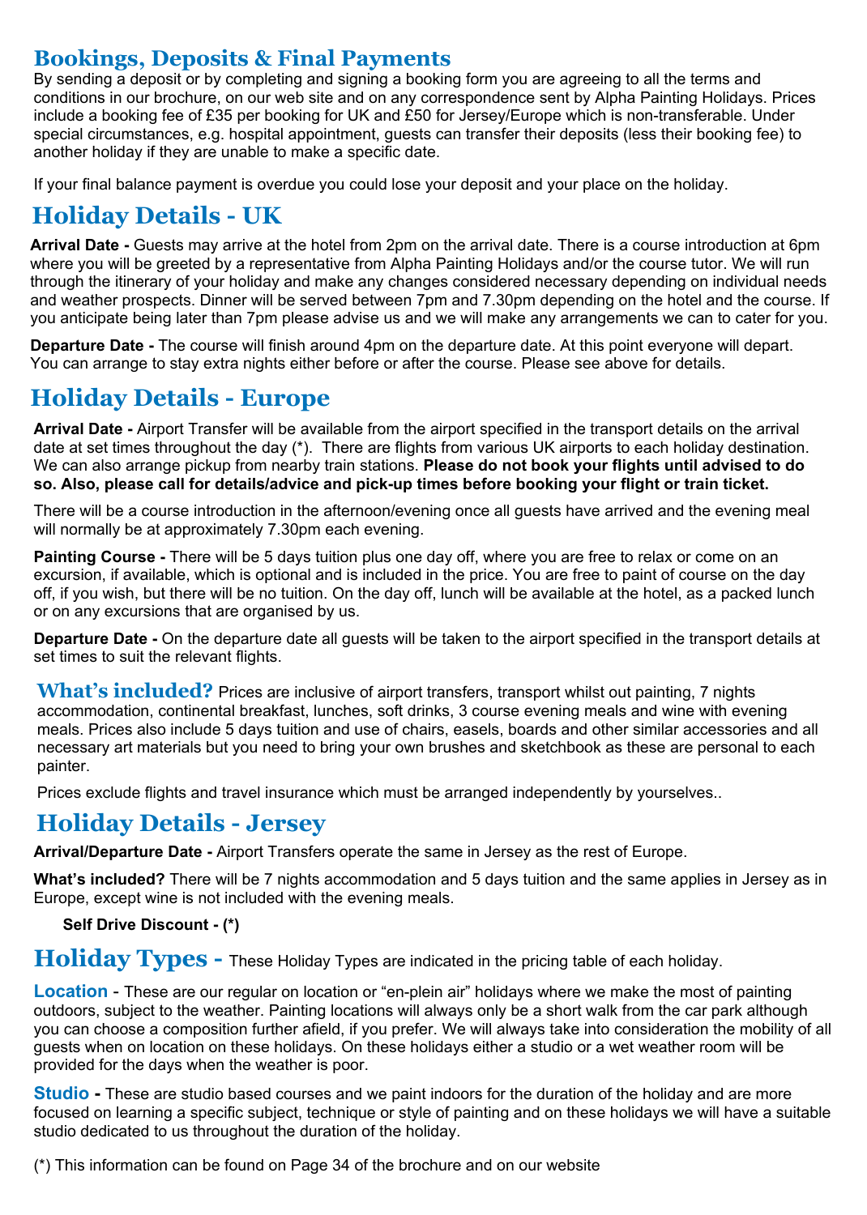## Bookings, Deposits & Final Payments

By sending a deposit or by completing and signing a booking form you are agreeing to all the terms and conditions in our brochure, on our web site and on any correspondence sent by Alpha Painting Holidays. Prices include a booking fee of £35 per booking for UK and £50 for Jersey/Europe which is non-transferable. Under special circumstances, e.g. hospital appointment, guests can transfer their deposits (less their booking fee) to another holiday if they are unable to make a specific date.

If your final balance payment is overdue you could lose your deposit and your place on the holiday.

## Holiday Details - UK

**Arrival Date -** Guests may arrive at the hotel from 2pm on the arrival date. There is a course introduction at 6pm where you will be greeted by a representative from Alpha Painting Holidays and/or the course tutor. We will run through the itinerary of your holiday and make any changes considered necessary depending on individual needs and weather prospects. Dinner will be served between 7pm and 7.30pm depending on the hotel and the course. If you anticipate being later than 7pm please advise us and we will make any arrangements we can to cater for you.

**Departure Date -** The course will finish around 4pm on the departure date. At this point everyone will depart. You can arrange to stay extra nights either before or after the course. Please see above for details.

## Holiday Details - Europe

**Arrival Date -** Airport Transfer will be available from the airport specified in the transport details on the arrival date at set times throughout the day (*). There are flights from various UK airports to each holiday destination. We can also arrange pickup from nearby train stations. **Please do not book your flights until advised to do so. Also, please call for details/advice and pick-up times before booking your flight or train ticket.**

There will be a course introduction in the afternoon/evening once all guests have arrived and the evening meal will normally be at approximately 7.30pm each evening.

**Painting Course -** There will be 5 days tuition plus one day off, where you are free to relax or come on an excursion, if available, which is optional and is included in the price. You are free to paint of course on the day off, if you wish, but there will be no tuition. On the day off, lunch will be available at the hotel, as a packed lunch or on any excursions that are organised by us.

**Departure Date -** On the departure date all guests will be taken to the airport specified in the transport details at set times to suit the relevant flights.

**What's included?** Prices are inclusive of airport transfers, transport whilst out painting, 7 nights accommodation, continental breakfast, lunches, soft drinks, 3 course evening meals and wine with evening meals. Prices also include 5 days tuition and use of chairs, easels, boards and other similar accessories and all necessary art materials but you need to bring your own brushes and sketchbook as these are personal to each painter.

Prices exclude flights and travel insurance which must be arranged independently by yourselves..

## Holiday Details - Jersey

**Arrival/Departure Date -** Airport Transfers operate the same in Jersey as the rest of Europe.

**What's included?** There will be 7 nights accommodation and 5 days tuition and the same applies in Jersey as in Europe, except wine is not included with the evening meals.

**Self Drive Discount - (*)**

## Holiday Types - These Holiday Types are indicated in the pricing table of each holiday.

**Location** - These are our regular on location or "en-plein air" holidays where we make the most of painting outdoors, subject to the weather. Painting locations will always only be a short walk from the car park although you can choose a composition further afield, if you prefer. We will always take into consideration the mobility of all guests when on location on these holidays. On these holidays either a studio or a wet weather room will be provided for the days when the weather is poor.

**Studio -** These are studio based courses and we paint indoors for the duration of the holiday and are more focused on learning a specific subject, technique or style of painting and on these holidays we will have a suitable studio dedicated to us throughout the duration of the holiday.

(*) This information can be found on Page 34 of the brochure and on our website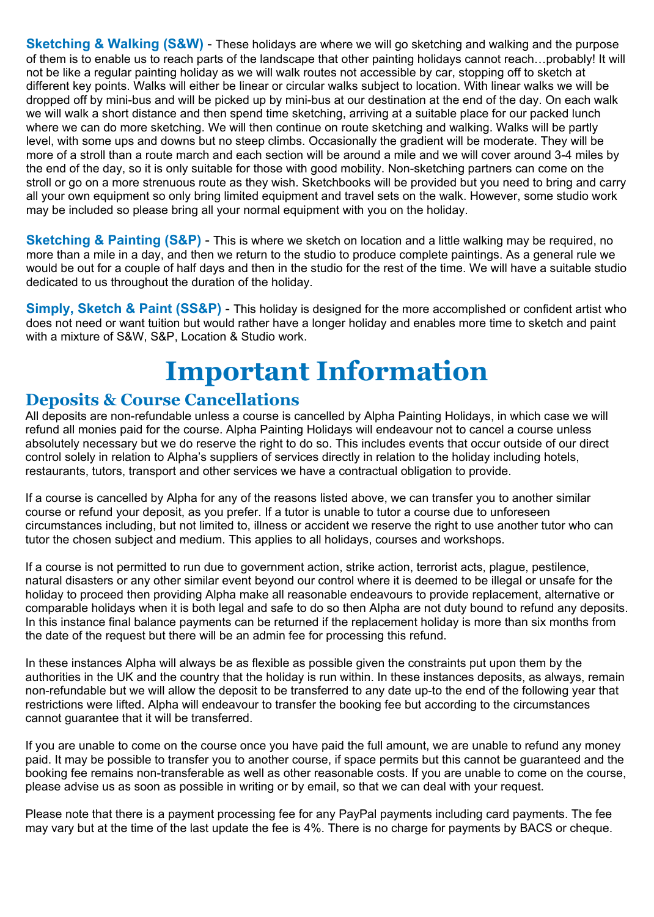**Sketching & Walking (S&W)** - These holidays are where we will go sketching and walking and the purpose of them is to enable us to reach parts of the landscape that other painting holidays cannot reach…probably! It will not be like a regular painting holiday as we will walk routes not accessible by car, stopping off to sketch at different key points. Walks will either be linear or circular walks subject to location. With linear walks we will be dropped off by mini-bus and will be picked up by mini-bus at our destination at the end of the day. On each walk we will walk a short distance and then spend time sketching, arriving at a suitable place for our packed lunch where we can do more sketching. We will then continue on route sketching and walking. Walks will be partly level, with some ups and downs but no steep climbs. Occasionally the gradient will be moderate. They will be more of a stroll than a route march and each section will be around a mile and we will cover around 3-4 miles by the end of the day, so it is only suitable for those with good mobility. Non-sketching partners can come on the stroll or go on a more strenuous route as they wish. Sketchbooks will be provided but you need to bring and carry all your own equipment so only bring limited equipment and travel sets on the walk. However, some studio work may be included so please bring all your normal equipment with you on the holiday.

**Sketching & Painting (S&P)** - This is where we sketch on location and a little walking may be required, no more than a mile in a day, and then we return to the studio to produce complete paintings. As a general rule we would be out for a couple of half days and then in the studio for the rest of the time. We will have a suitable studio dedicated to us throughout the duration of the holiday.

**Simply, Sketch & Paint (SS&P)** - This holiday is designed for the more accomplished or confident artist who does not need or want tuition but would rather have a longer holiday and enables more time to sketch and paint with a mixture of S&W, S&P, Location & Studio work.

# Important Information

## Deposits & Course Cancellations

All deposits are non-refundable unless a course is cancelled by Alpha Painting Holidays, in which case we will refund all monies paid for the course. Alpha Painting Holidays will endeavour not to cancel a course unless absolutely necessary but we do reserve the right to do so. This includes events that occur outside of our direct control solely in relation to Alpha's suppliers of services directly in relation to the holiday including hotels, restaurants, tutors, transport and other services we have a contractual obligation to provide.

If a course is cancelled by Alpha for any of the reasons listed above, we can transfer you to another similar course or refund your deposit, as you prefer. If a tutor is unable to tutor a course due to unforeseen circumstances including, but not limited to, illness or accident we reserve the right to use another tutor who can tutor the chosen subject and medium. This applies to all holidays, courses and workshops.

If a course is not permitted to run due to government action, strike action, terrorist acts, plague, pestilence, natural disasters or any other similar event beyond our control where it is deemed to be illegal or unsafe for the holiday to proceed then providing Alpha make all reasonable endeavours to provide replacement, alternative or comparable holidays when it is both legal and safe to do so then Alpha are not duty bound to refund any deposits. In this instance final balance payments can be returned if the replacement holiday is more than six months from the date of the request but there will be an admin fee for processing this refund.

In these instances Alpha will always be as flexible as possible given the constraints put upon them by the authorities in the UK and the country that the holiday is run within. In these instances deposits, as always, remain non-refundable but we will allow the deposit to be transferred to any date up-to the end of the following year that restrictions were lifted. Alpha will endeavour to transfer the booking fee but according to the circumstances cannot guarantee that it will be transferred.

If you are unable to come on the course once you have paid the full amount, we are unable to refund any money paid. It may be possible to transfer you to another course, if space permits but this cannot be guaranteed and the booking fee remains non-transferable as well as other reasonable costs. If you are unable to come on the course, please advise us as soon as possible in writing or by email, so that we can deal with your request.

Please note that there is a payment processing fee for any PayPal payments including card payments. The fee may vary but at the time of the last update the fee is 4%. There is no charge for payments by BACS or cheque.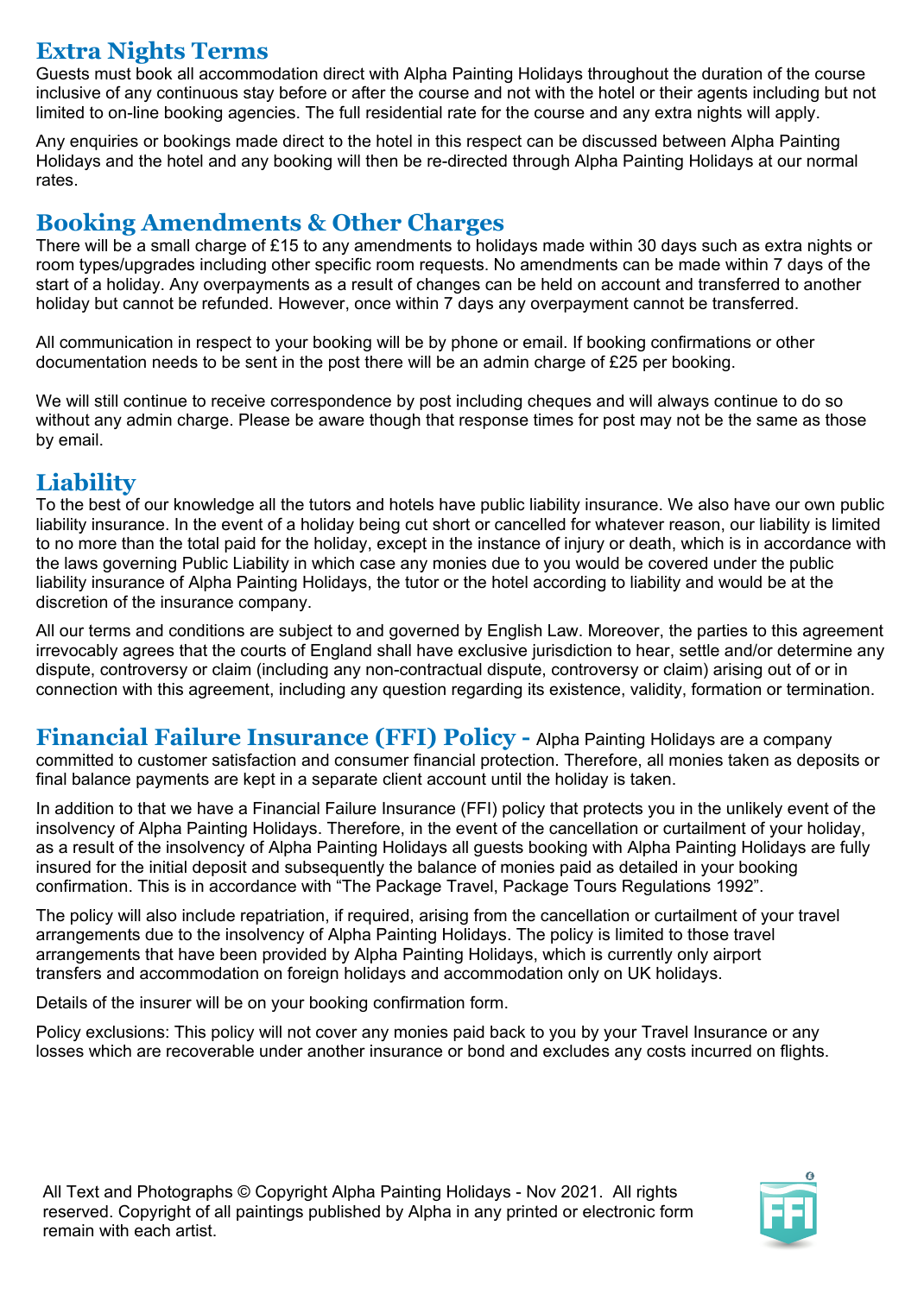## Extra Nights Terms

Guests must book all accommodation direct with Alpha Painting Holidays throughout the duration of the course inclusive of any continuous stay before or after the course and not with the hotel or their agents including but not limited to on-line booking agencies. The full residential rate for the course and any extra nights will apply.

Any enquiries or bookings made direct to the hotel in this respect can be discussed between Alpha Painting Holidays and the hotel and any booking will then be re-directed through Alpha Painting Holidays at our normal rates.

## Booking Amendments & Other Charges

There will be a small charge of £15 to any amendments to holidays made within 30 days such as extra nights or room types/upgrades including other specific room requests. No amendments can be made within 7 days of the start of a holiday. Any overpayments as a result of changes can be held on account and transferred to another holiday but cannot be refunded. However, once within 7 days any overpayment cannot be transferred.

All communication in respect to your booking will be by phone or email. If booking confirmations or other documentation needs to be sent in the post there will be an admin charge of £25 per booking.

We will still continue to receive correspondence by post including cheques and will always continue to do so without any admin charge. Please be aware though that response times for post may not be the same as those by email.

## Liability

To the best of our knowledge all the tutors and hotels have public liability insurance. We also have our own public liability insurance. In the event of a holiday being cut short or cancelled for whatever reason, our liability is limited to no more than the total paid for the holiday, except in the instance of injury or death, which is in accordance with the laws governing Public Liability in which case any monies due to you would be covered under the public liability insurance of Alpha Painting Holidays, the tutor or the hotel according to liability and would be at the discretion of the insurance company.

All our terms and conditions are subject to and governed by English Law. Moreover, the parties to this agreement irrevocably agrees that the courts of England shall have exclusive jurisdiction to hear, settle and/or determine any dispute, controversy or claim (including any non-contractual dispute, controversy or claim) arising out of or in connection with this agreement, including any question regarding its existence, validity, formation or termination.

## Financial Failure Insurance (FFI) Policy -

Alpha Painting Holidays are a company committed to customer satisfaction and consumer financial protection. Therefore, all monies taken as deposits or final balance payments are kept in a separate client account until the holiday is taken.

In addition to that we have a Financial Failure Insurance (FFI) policy that protects you in the unlikely event of the insolvency of Alpha Painting Holidays. Therefore, in the event of the cancellation or curtailment of your holiday, as a result of the insolvency of Alpha Painting Holidays all guests booking with Alpha Painting Holidays are fully insured for the initial deposit and subsequently the balance of monies paid as detailed in your booking confirmation. This is in accordance with "The Package Travel, Package Tours Regulations 1992".

The policy will also include repatriation, if required, arising from the cancellation or curtailment of your travel arrangements due to the insolvency of Alpha Painting Holidays. The policy is limited to those travel arrangements that have been provided by Alpha Painting Holidays, which is currently only airport transfers and accommodation on foreign holidays and accommodation only on UK holidays.

Details of the insurer will be on your booking confirmation form.

Policy exclusions: This policy will not cover any monies paid back to you by your Travel Insurance or any losses which are recoverable under another insurance or bond and excludes any costs incurred on flights.

All Text and Photographs © Copyright Alpha Painting Holidays - Nov 2021. All rights reserved. Copyright of all paintings published by Alpha in any printed or electronic form remain with each artist.